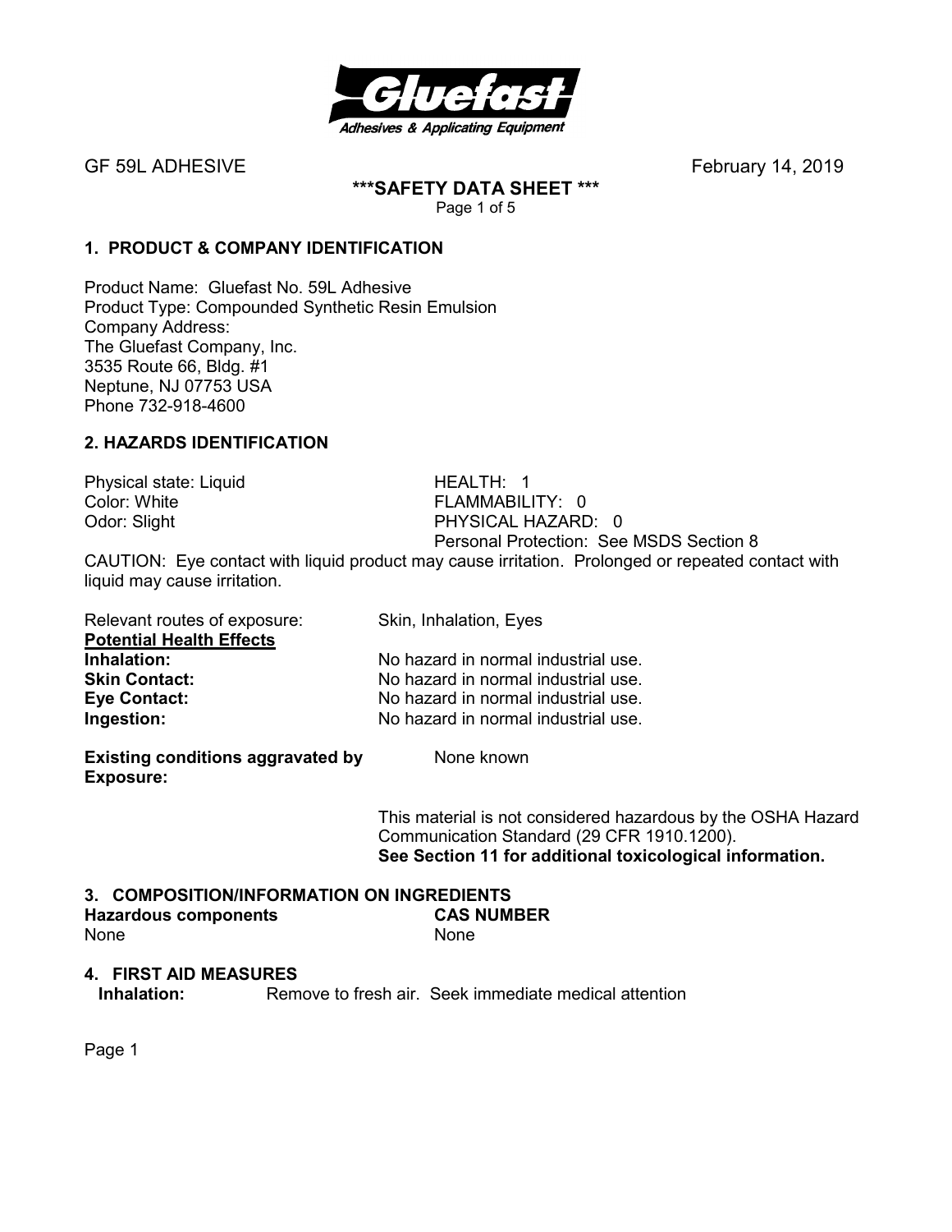GF 59L ADHESIVE February 14, 2019

**\*\*\*SAFETY DATA SHEET \*\*\***

## 1. PRODUCT & COMPANY IDENTIFICATION

Product Name: Gluefast No. 59L Adhesive
Product Type: Compounded Synthetic Resin Emulsion
Company Address:
The Gluefast Company, Inc.
3535 Route 66, Bldg. #1
Neptune, NJ 07753 USA
Phone 732-918-4600

## 2. HAZARDS IDENTIFICATION

Physical state: Liquid
Color: White
Odor: Slight

HEALTH: 1
FLAMMABILITY: 0
PHYSICAL HAZARD: 0
Personal Protection: See MSDS Section 8

CAUTION: Eye contact with liquid product may cause irritation. Prolonged or repeated contact with liquid may cause irritation.

Relevant routes of exposure: Skin, Inhalation, Eyes

**Potential Health Effects**

**Inhalation:** No hazard in normal industrial use.
**Skin Contact:** No hazard in normal industrial use.
**Eye Contact:** No hazard in normal industrial use.
**Ingestion:** No hazard in normal industrial use.

**Existing conditions aggravated by Exposure:** None known

This material is not considered hazardous by the OSHA Hazard Communication Standard (29 CFR 1910.1200).
**See Section 11 for additional toxicological information.**

## 3. COMPOSITION/INFORMATION ON INGREDIENTS

| Hazardous components | CAS NUMBER |
| --- | --- |
| None | None |

## 4. FIRST AID MEASURES

**Inhalation:** Remove to fresh air. Seek immediate medical attention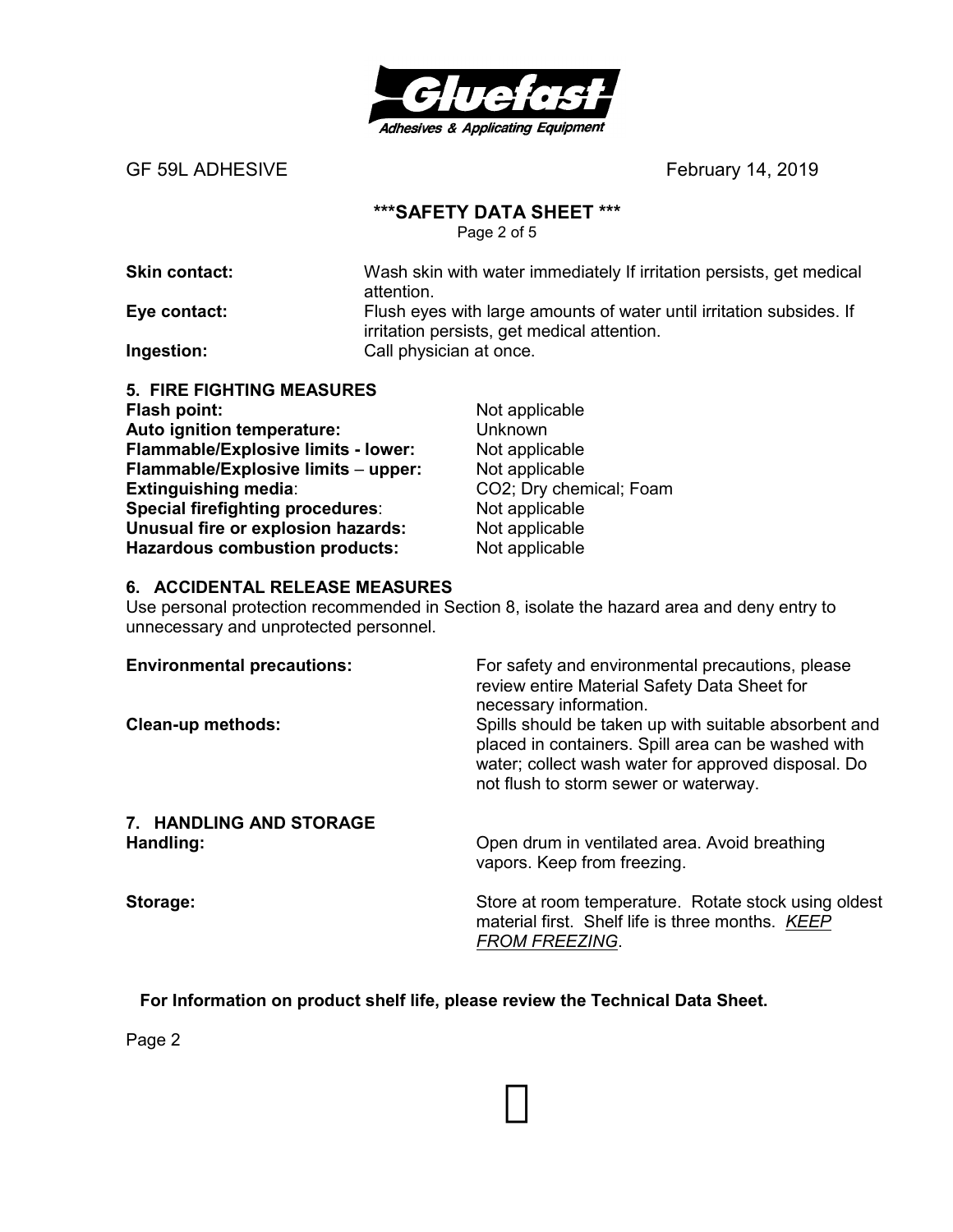**Skin contact:** Wash skin with water immediately If irritation persists, get medical attention.

**Eye contact:** Flush eyes with large amounts of water until irritation subsides. If irritation persists, get medical attention.

**Ingestion:** Call physician at once.

## 5. FIRE FIGHTING MEASURES

**Flash point:** Not applicable
**Auto ignition temperature:** Unknown
**Flammable/Explosive limits - lower:** Not applicable
**Flammable/Explosive limits – upper:** Not applicable
**Extinguishing media**: $CO_2$; Dry chemical; Foam
**Special firefighting procedures**: Not applicable
**Unusual fire or explosion hazards:** Not applicable
**Hazardous combustion products:** Not applicable

## 6. ACCIDENTAL RELEASE MEASURES

Use personal protection recommended in Section 8, isolate the hazard area and deny entry to unnecessary and unprotected personnel.

**Environmental precautions:** For safety and environmental precautions, please review entire Material Safety Data Sheet for necessary information.

**Clean-up methods:** Spills should be taken up with suitable absorbent and placed in containers. Spill area can be washed with water; collect wash water for approved disposal. Do not flush to storm sewer or waterway.

## 7. HANDLING AND STORAGE

**Handling:** Open drum in ventilated area. Avoid breathing vapors. Keep from freezing.

**Storage:** Store at room temperature. Rotate stock using oldest material first. Shelf life is three months. *KEEP FROM FREEZING*.

**For Information on product shelf life, please review the Technical Data Sheet.**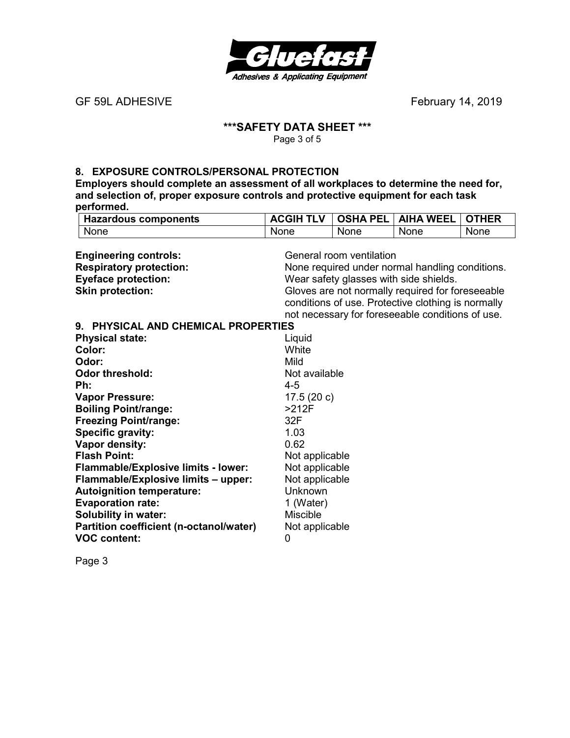## 8. EXPOSURE CONTROLS/PERSONAL PROTECTION

**Employers should complete an assessment of all workplaces to determine the need for, and selection of, proper exposure controls and protective equipment for each task performed.**

| Hazardous components | ACGIH TLV | OSHA PEL | AIHA WEEL | OTHER |
|---|---|---|---|---|
| None | None | None | None | None |

**Engineering controls:** General room ventilation

**Respiratory protection:** None required under normal handling conditions.

**Eyeface protection:** Wear safety glasses with side shields.

**Skin protection:** Gloves are not normally required for foreseeable conditions of use. Protective clothing is normally not necessary for foreseeable conditions of use.

## 9. PHYSICAL AND CHEMICAL PROPERTIES

**Physical state:** Liquid
**Color:** White
**Odor:** Mild
**Odor threshold:** Not available
**Ph:** 4-5
**Vapor Pressure:** 17.5 (20 c)
**Boiling Point/range:** >212F
**Freezing Point/range:** 32F
**Specific gravity:** 1.03
**Vapor density:** 0.62
**Flash Point:** Not applicable
**Flammable/Explosive limits - lower:** Not applicable
**Flammable/Explosive limits – upper:** Not applicable
**Autoignition temperature:** Unknown
**Evaporation rate:** 1 (Water)
**Solubility in water:** Miscible
**Partition coefficient (n-octanol/water)** Not applicable
**VOC content:** 0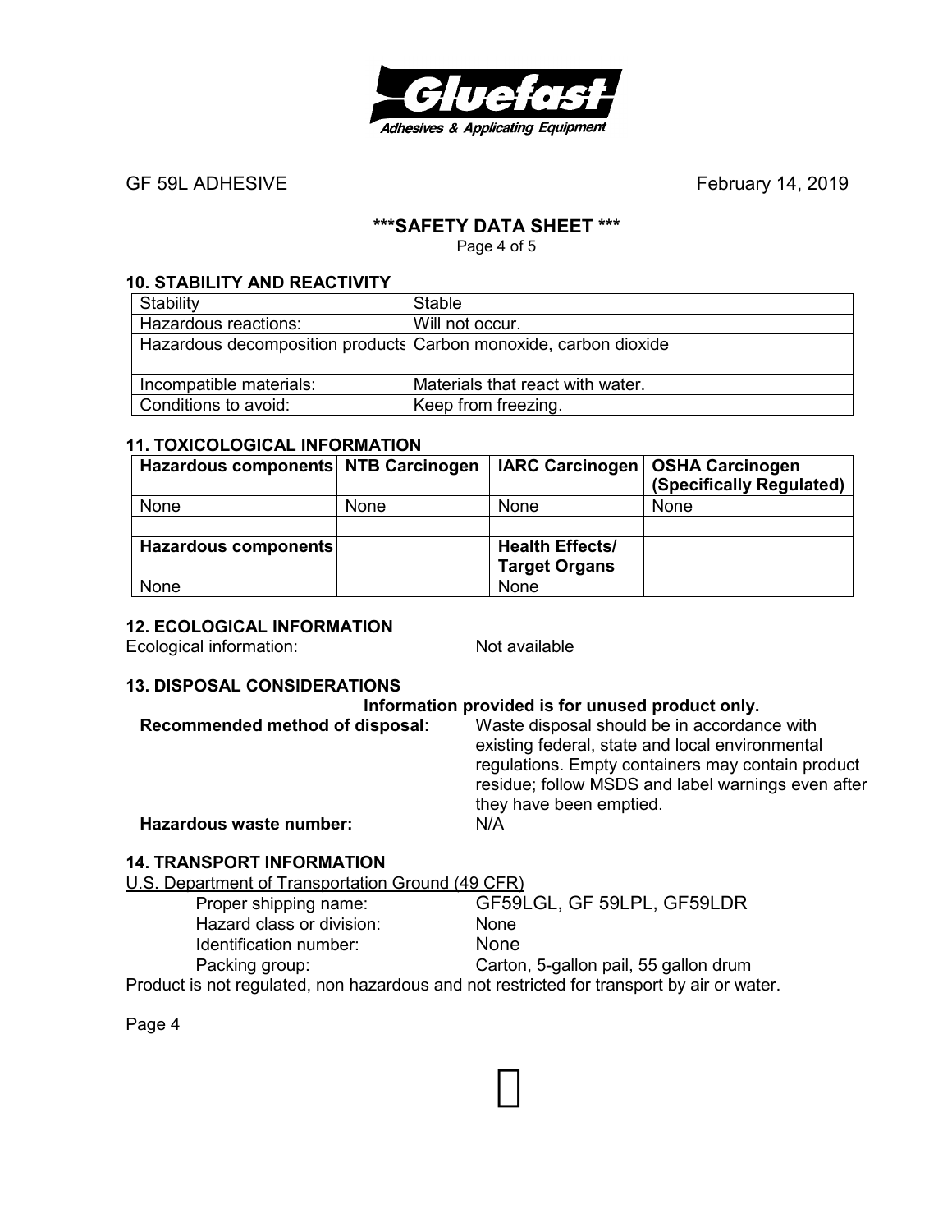GF 59L ADHESIVE February 14, 2019

**\*\*\*SAFETY DATA SHEET \*\*\***

## 10. STABILITY AND REACTIVITY

| Stability | Stable |
|---|---|
| Hazardous reactions: | Will not occur. |
| Hazardous decomposition products | Carbon monoxide, carbon dioxide |
| Incompatible materials: | Materials that react with water. |
| Conditions to avoid: | Keep from freezing. |

## 11. TOXICOLOGICAL INFORMATION

| Hazardous components | NTB Carcinogen | IARC Carcinogen | OSHA Carcinogen (Specifically Regulated) |
|---|---|---|---|
| None | None | None | None |
| | | | |
| **Hazardous components** | | **Health Effects/ Target Organs** | |
| None | | None | |

## 12. ECOLOGICAL INFORMATION

Ecological information: Not available

## 13. DISPOSAL CONSIDERATIONS

**Information provided is for unused product only.**

**Recommended method of disposal:** Waste disposal should be in accordance with existing federal, state and local environmental regulations. Empty containers may contain product residue; follow MSDS and label warnings even after they have been emptied.

**Hazardous waste number:** N/A

## 14. TRANSPORT INFORMATION

U.S. Department of Transportation Ground (49 CFR)

Proper shipping name: GF59LGL, GF 59LPL, GF59LDR

Hazard class or division: None

Identification number: None

Packing group: Carton, 5-gallon pail, 55 gallon drum

Product is not regulated, non hazardous and not restricted for transport by air or water.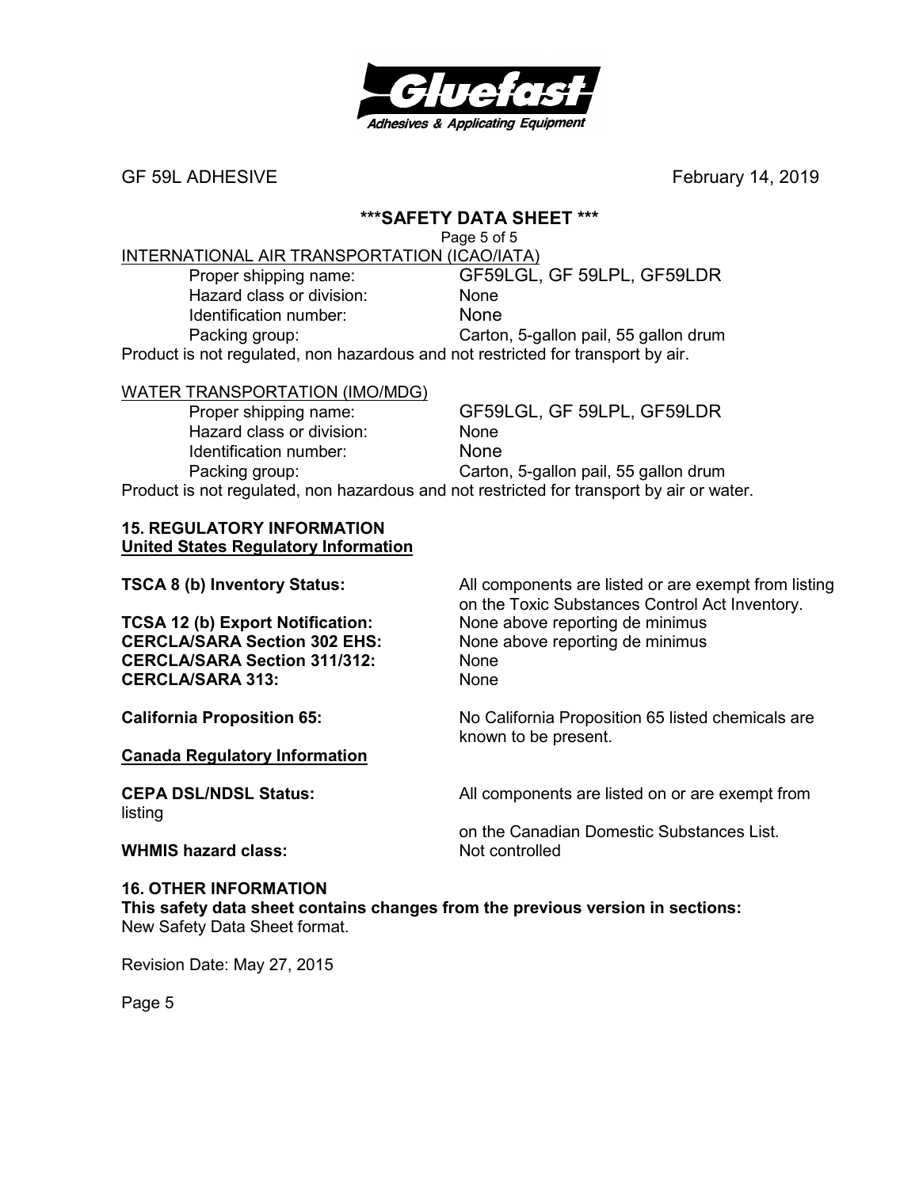INTERNATIONAL AIR TRANSPORTATION (ICAO/IATA)

| | |
|---|---|
| Proper shipping name: | GF59LGL, GF 59LPL, GF59LDR |
| Hazard class or division: | None |
| Identification number: | None |
| Packing group: | Carton, 5-gallon pail, 55 gallon drum |

Product is not regulated, non hazardous and not restricted for transport by air.

WATER TRANSPORTATION (IMO/MDG)

| | |
|---|---|
| Proper shipping name: | GF59LGL, GF 59LPL, GF59LDR |
| Hazard class or division: | None |
| Identification number: | None |
| Packing group: | Carton, 5-gallon pail, 55 gallon drum |

Product is not regulated, non hazardous and not restricted for transport by air or water.

## 15. REGULATORY INFORMATION

**United States Regulatory Information**

**TSCA 8 (b) Inventory Status:** All components are listed or are exempt from listing on the Toxic Substances Control Act Inventory.

**TCSA 12 (b) Export Notification:** None above reporting de minimus

**CERCLA/SARA Section 302 EHS:** None above reporting de minimus

**CERCLA/SARA Section 311/312:** None

**CERCLA/SARA 313:** None

**California Proposition 65:** No California Proposition 65 listed chemicals are known to be present.

**Canada Regulatory Information**

**CEPA DSL/NDSL Status:** All components are listed on or are exempt from listing on the Canadian Domestic Substances List.

**WHMIS hazard class:** Not controlled

## 16. OTHER INFORMATION

**This safety data sheet contains changes from the previous version in sections:**
New Safety Data Sheet format.

Revision Date: May 27, 2015